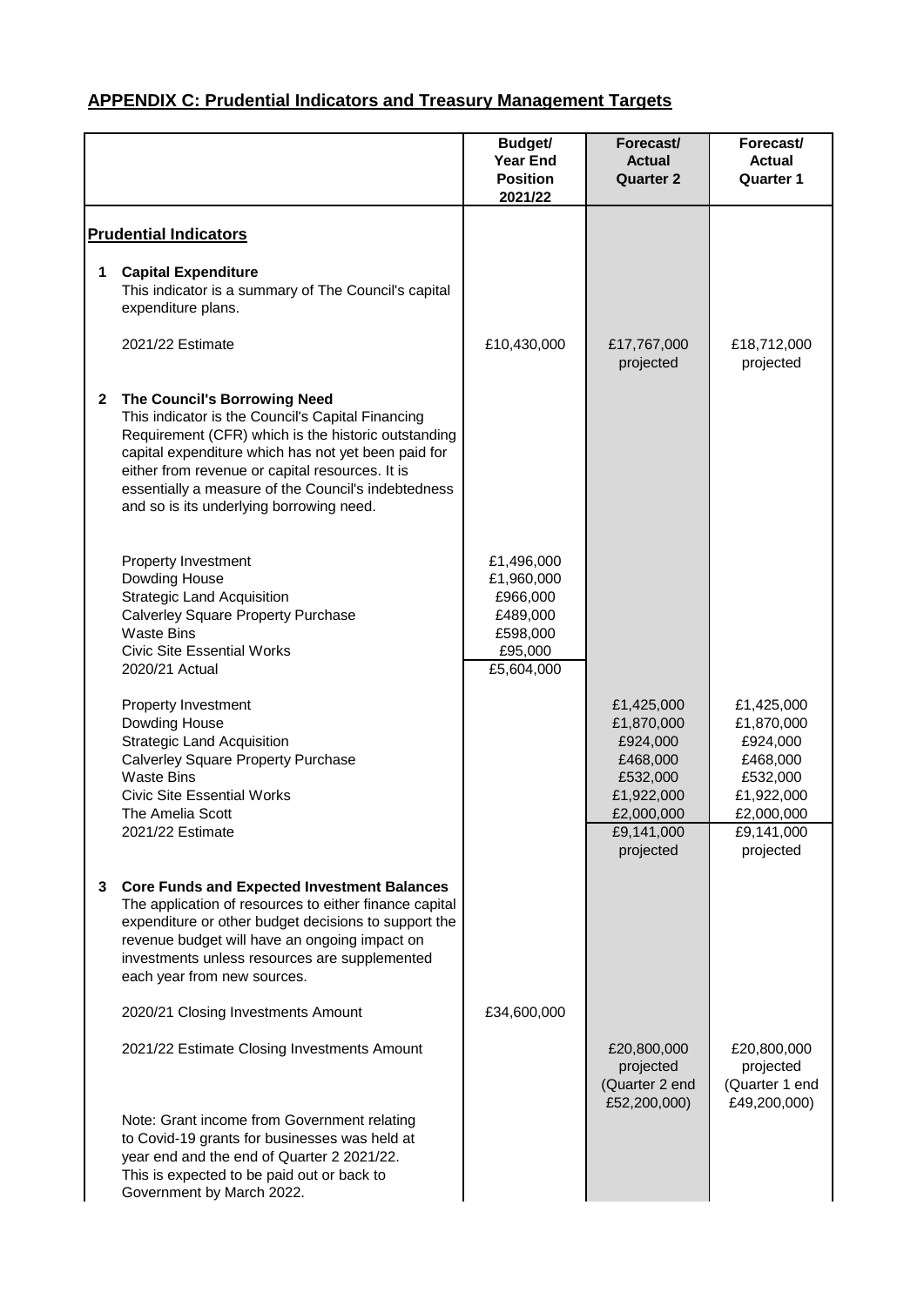## APPENDIX C: Prudential Indicators and Treasury Management Targets

| | Budget/ Year End Position 2021/22 | Forecast/ Actual Quarter 2 | Forecast/ Actual Quarter 1 |
|---|---|---|---|
| **Prudential Indicators** | | | |
| **1 Capital Expenditure** This indicator is a summary of The Council's capital expenditure plans. | | | |
| 2021/22 Estimate | £10,430,000 | £17,767,000 projected | £18,712,000 projected |
| **2 The Council's Borrowing Need** This indicator is the Council's Capital Financing Requirement (CFR) which is the historic outstanding capital expenditure which has not yet been paid for either from revenue or capital resources. It is essentially a measure of the Council's indebtedness and so is its underlying borrowing need. | | | |
| Property Investment | £1,496,000 | | |
| Dowding House | £1,960,000 | | |
| Strategic Land Acquisition | £966,000 | | |
| Calverley Square Property Purchase | £489,000 | | |
| Waste Bins | £598,000 | | |
| Civic Site Essential Works | £95,000 | | |
| 2020/21 Actual | £5,604,000 | | |
| Property Investment | | £1,425,000 | £1,425,000 |
| Dowding House | | £1,870,000 | £1,870,000 |
| Strategic Land Acquisition | | £924,000 | £924,000 |
| Calverley Square Property Purchase | | £468,000 | £468,000 |
| Waste Bins | | £532,000 | £532,000 |
| Civic Site Essential Works | | £1,922,000 | £1,922,000 |
| The Amelia Scott | | £2,000,000 | £2,000,000 |
| 2021/22 Estimate | | £9,141,000 projected | £9,141,000 projected |
| **3 Core Funds and Expected Investment Balances** The application of resources to either finance capital expenditure or other budget decisions to support the revenue budget will have an ongoing impact on investments unless resources are supplemented each year from new sources. | | | |
| 2020/21 Closing Investments Amount | £34,600,000 | | |
| 2021/22 Estimate Closing Investments Amount | | £20,800,000 projected (Quarter 2 end £52,200,000) | £20,800,000 projected (Quarter 1 end £49,200,000) |
| Note: Grant income from Government relating to Covid-19 grants for businesses was held at year end and the end of Quarter 2 2021/22. This is expected to be paid out or back to Government by March 2022. | | | |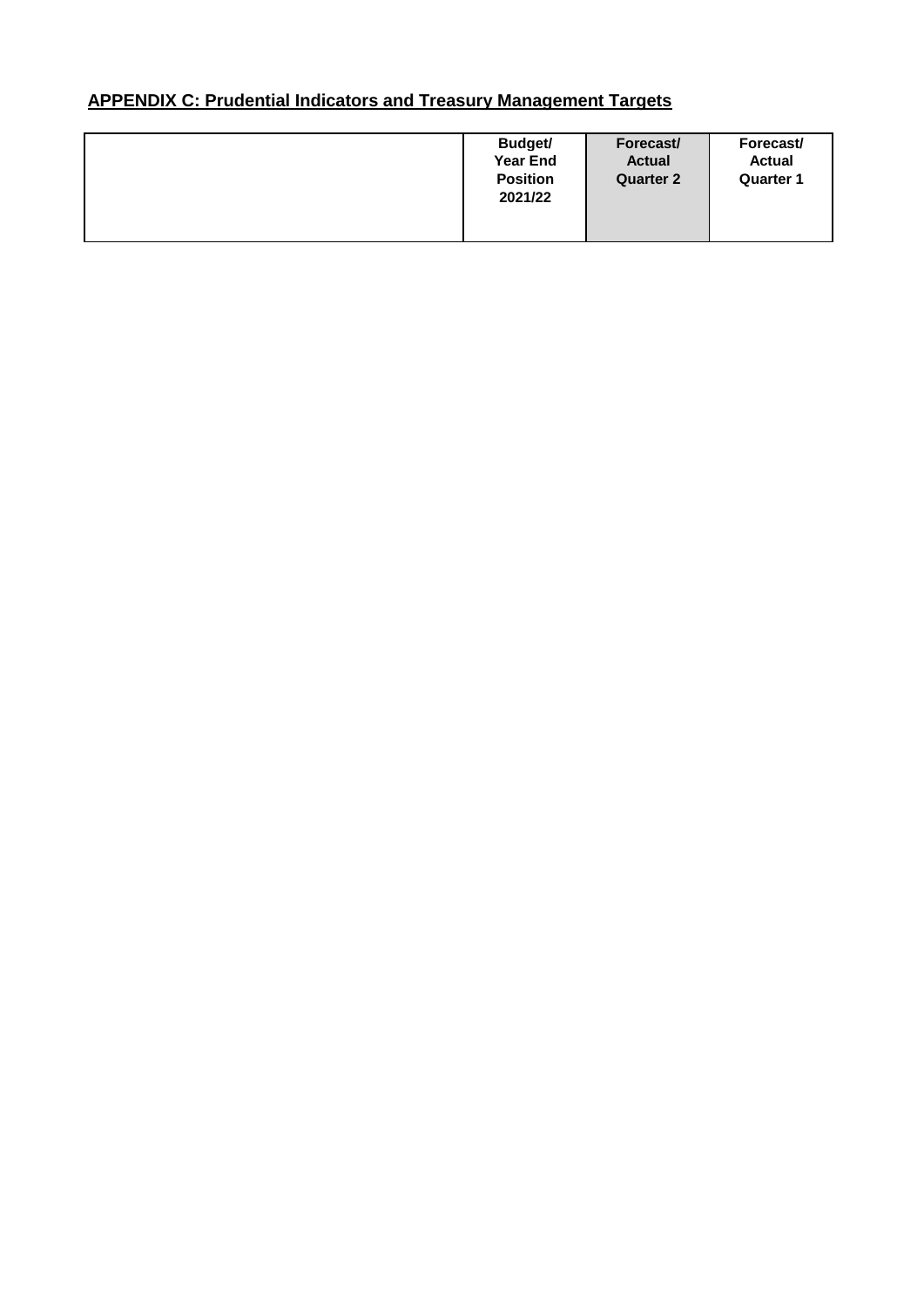## APPENDIX C: Prudential Indicators and Treasury Management Targets

| | Budget/ Year End Position 2021/22 | Forecast/ Actual Quarter 2 | Forecast/ Actual Quarter 1 |
|---|---|---|---|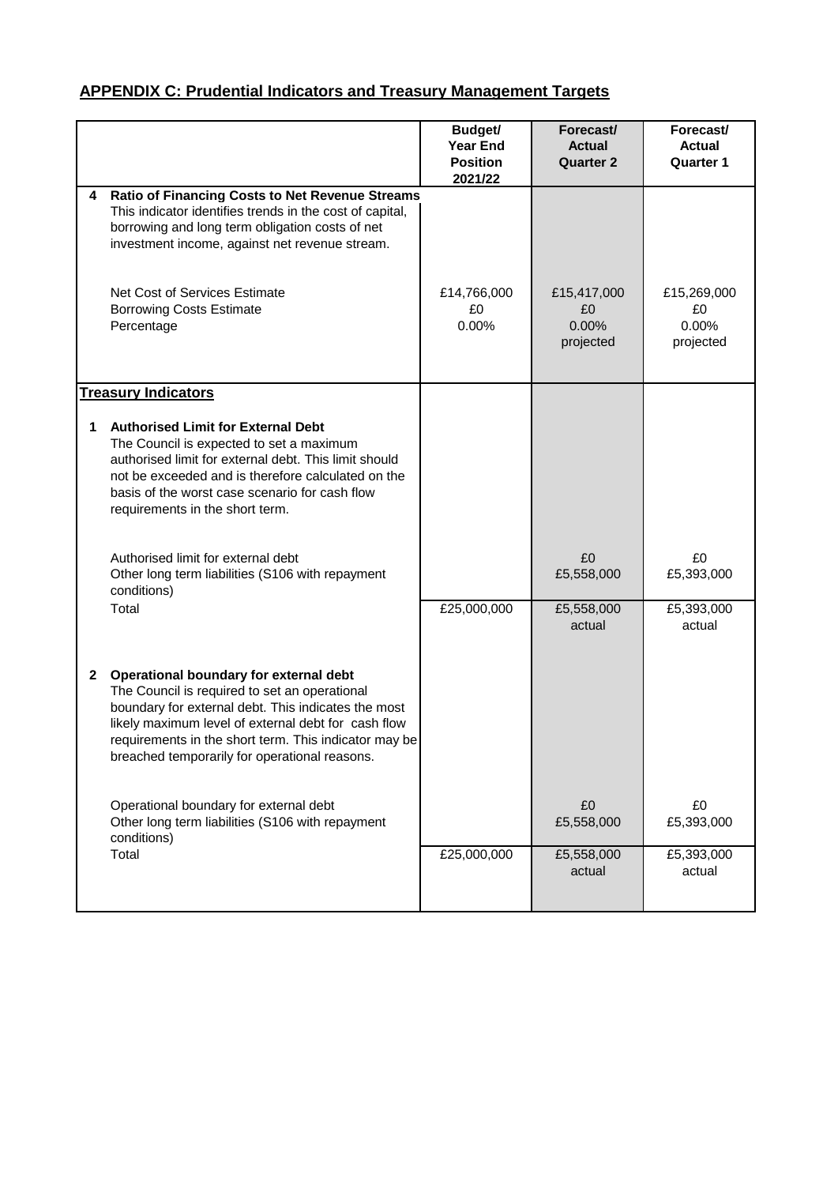## APPENDIX C: Prudential Indicators and Treasury Management Targets

| | Budget/ Year End Position 2021/22 | Forecast/ Actual Quarter 2 | Forecast/ Actual Quarter 1 |
|---|---|---|---|
| **4 Ratio of Financing Costs to Net Revenue Streams** | | | |
| This indicator identifies trends in the cost of capital, borrowing and long term obligation costs of net investment income, against net revenue stream. | | | |
| Net Cost of Services Estimate | £14,766,000 | £15,417,000 | £15,269,000 |
| Borrowing Costs Estimate | £0 | £0 | £0 |
| Percentage | 0.00% | 0.00% projected | 0.00% projected |
| **Treasury Indicators** | | | |
| **1 Authorised Limit for External Debt** | | | |
| The Council is expected to set a maximum authorised limit for external debt. This limit should not be exceeded and is therefore calculated on the basis of the worst case scenario for cash flow requirements in the short term. | | | |
| Authorised limit for external debt | | £0 | £0 |
| Other long term liabilities (S106 with repayment conditions) | | £5,558,000 | £5,393,000 |
| Total | £25,000,000 | £5,558,000 actual | £5,393,000 actual |
| **2 Operational boundary for external debt** | | | |
| The Council is required to set an operational boundary for external debt. This indicates the most likely maximum level of external debt for cash flow requirements in the short term. This indicator may be breached temporarily for operational reasons. | | | |
| Operational boundary for external debt | | £0 | £0 |
| Other long term liabilities (S106 with repayment conditions) | | £5,558,000 | £5,393,000 |
| Total | £25,000,000 | £5,558,000 actual | £5,393,000 actual |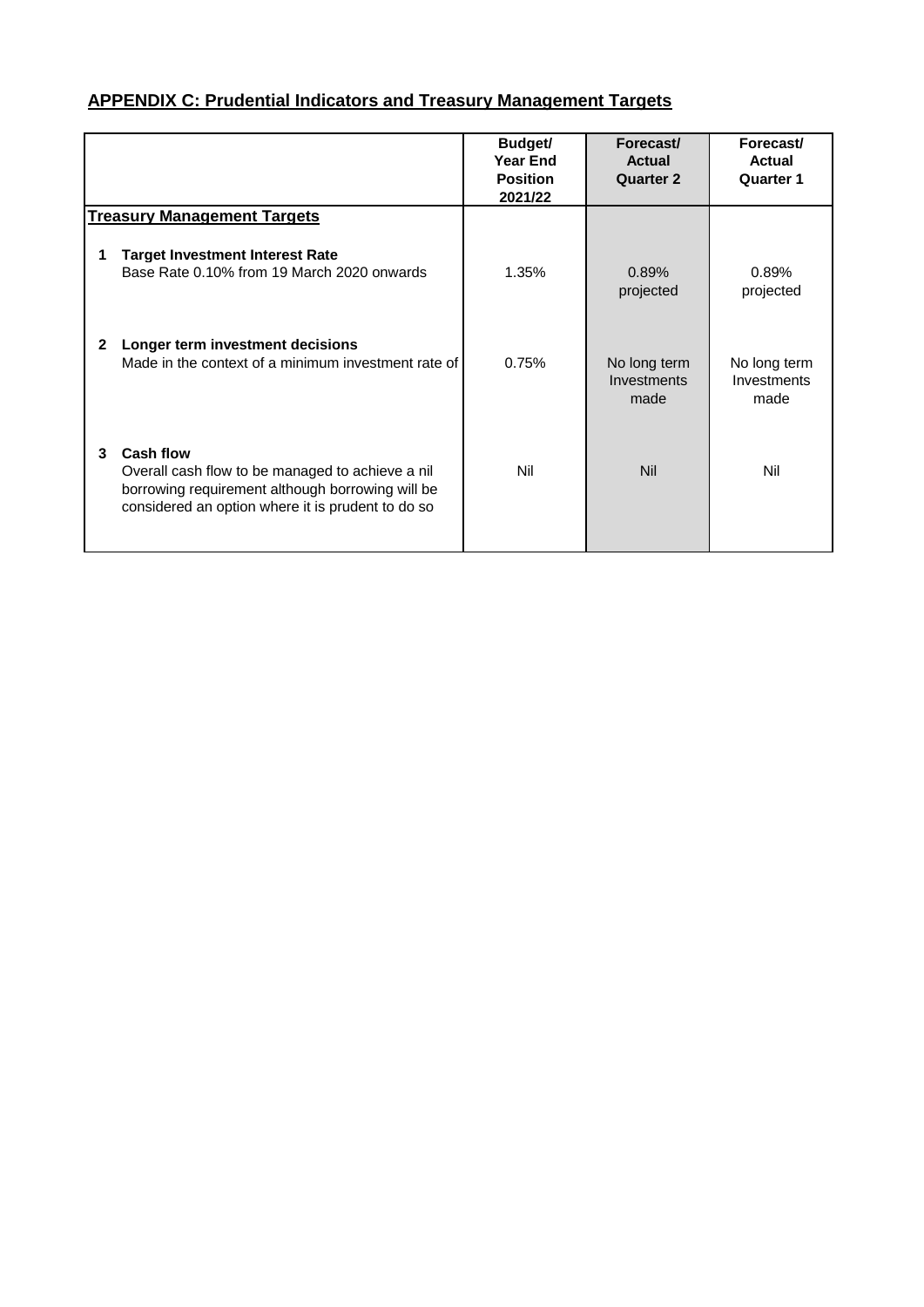**APPENDIX C: Prudential Indicators and Treasury Management Targets**

| | | Budget/ Year End Position 2021/22 | Forecast/ Actual Quarter 2 | Forecast/ Actual Quarter 1 |
|---|---|---|---|---|
| **Treasury Management Targets** | | | | |
| **1** | **Target Investment Interest Rate** Base Rate 0.10% from 19 March 2020 onwards | 1.35% | 0.89% projected | 0.89% projected |
| **2** | **Longer term investment decisions** Made in the context of a minimum investment rate of | 0.75% | No long term Investments made | No long term Investments made |
| **3** | **Cash flow** Overall cash flow to be managed to achieve a nil borrowing requirement although borrowing will be considered an option where it is prudent to do so | Nil | Nil | Nil |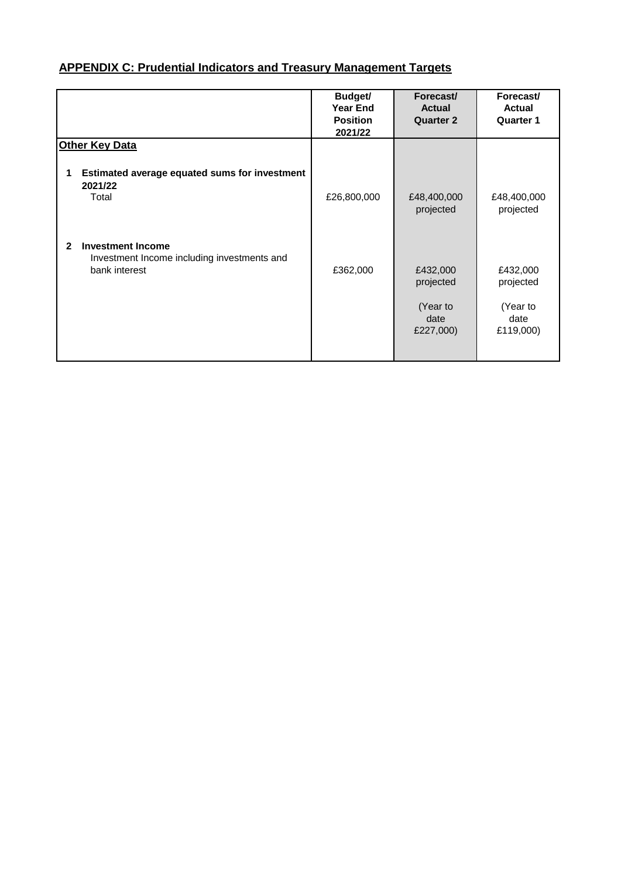## APPENDIX C: Prudential Indicators and Treasury Management Targets

| | Budget/ Year End Position 2021/22 | Forecast/ Actual Quarter 2 | Forecast/ Actual Quarter 1 |
|---|---|---|---|
| **Other Key Data** | | | |
| **1 Estimated average equated sums for investment 2021/22** | | | |
| Total | £26,800,000 | £48,400,000 projected | £48,400,000 projected |
| **2 Investment Income** | | | |
| Investment Income including investments and bank interest | £362,000 | £432,000 projected (Year to date £227,000) | £432,000 projected (Year to date £119,000) |